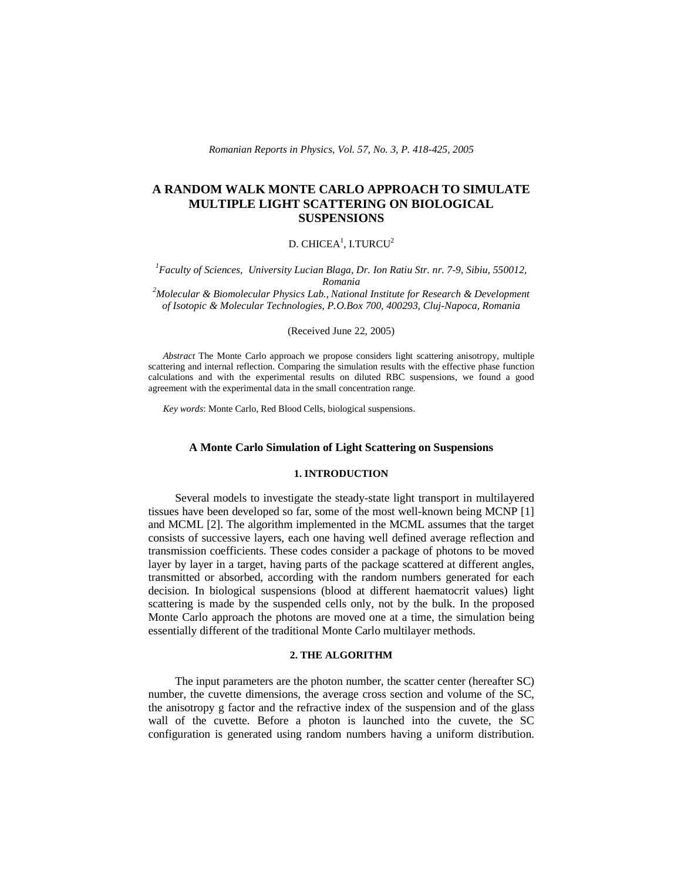# A RANDOM WALK MONTE CARLO APPROACH TO SIMULATE MULTIPLE LIGHT SCATTERING ON BIOLOGICAL SUSPENSIONS

D. CHICEA[1], I.TURCU[2]

[1]*Faculty of Sciences, University Lucian Blaga, Dr. Ion Ratiu Str. nr. 7-9, Sibiu, 550012, Romania*
[2]*Molecular & Biomolecular Physics Lab., National Institute for Research & Development of Isotopic & Molecular Technologies, P.O.Box 700, 400293, Cluj-Napoca, Romania*

(Received June 22, 2005)

*Abstract* The Monte Carlo approach we propose considers light scattering anisotropy, multiple scattering and internal reflection. Comparing the simulation results with the effective phase function calculations and with the experimental results on diluted RBC suspensions, we found a good agreement with the experimental data in the small concentration range.

*Key words*: Monte Carlo, Red Blood Cells, biological suspensions.

## A Monte Carlo Simulation of Light Scattering on Suspensions

### 1. INTRODUCTION

Several models to investigate the steady-state light transport in multilayered tissues have been developed so far, some of the most well-known being MCNP [1] and MCML [2]. The algorithm implemented in the MCML assumes that the target consists of successive layers, each one having well defined average reflection and transmission coefficients. These codes consider a package of photons to be moved layer by layer in a target, having parts of the package scattered at different angles, transmitted or absorbed, according with the random numbers generated for each decision. In biological suspensions (blood at different haematocrit values) light scattering is made by the suspended cells only, not by the bulk. In the proposed Monte Carlo approach the photons are moved one at a time, the simulation being essentially different of the traditional Monte Carlo multilayer methods.

### 2. THE ALGORITHM

The input parameters are the photon number, the scatter center (hereafter SC) number, the cuvette dimensions, the average cross section and volume of the SC, the anisotropy g factor and the refractive index of the suspension and of the glass wall of the cuvette. Before a photon is launched into the cuvete, the SC configuration is generated using random numbers having a uniform distribution.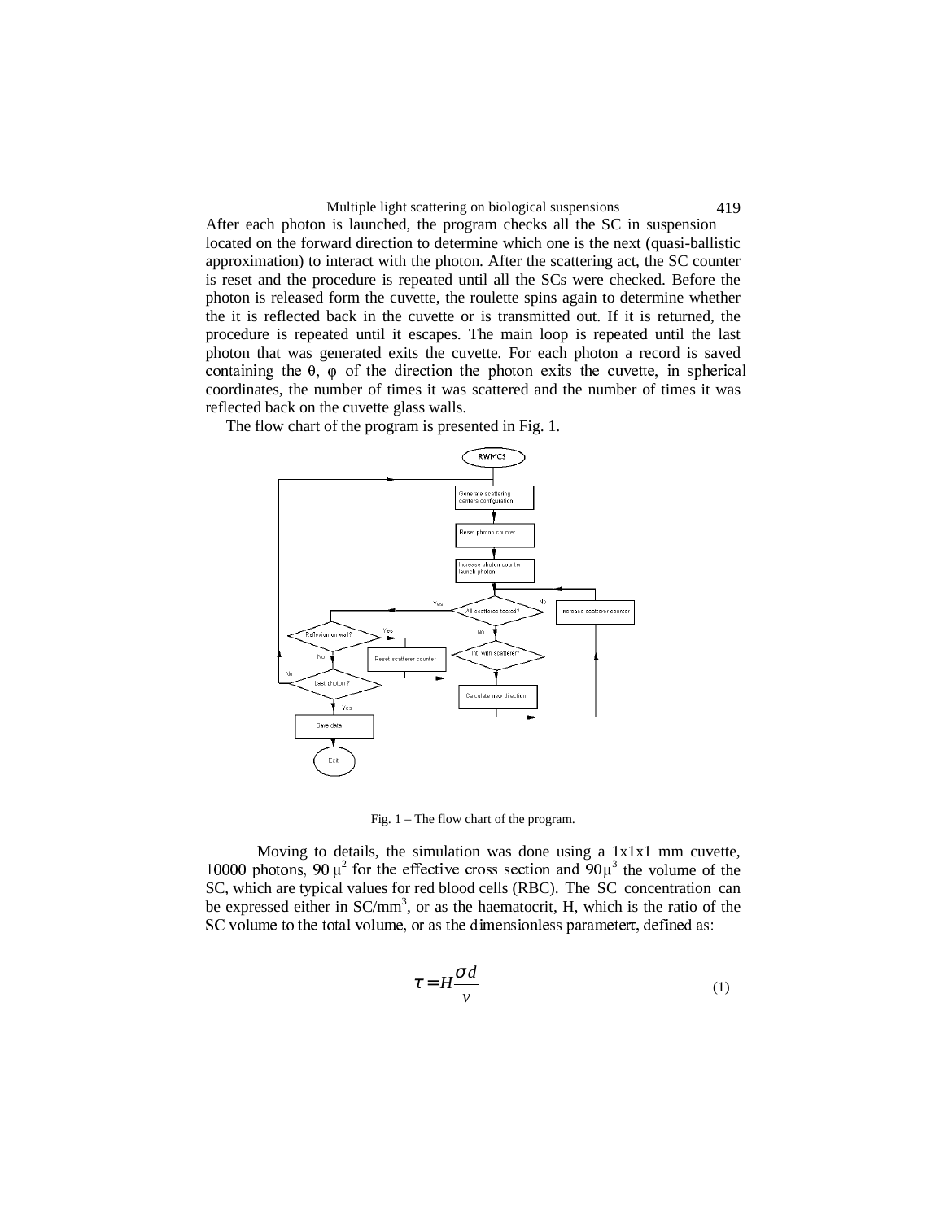After each photon is launched, the program checks all the SC in suspension located on the forward direction to determine which one is the next (quasi-ballistic approximation) to interact with the photon. After the scattering act, the SC counter is reset and the procedure is repeated until all the SCs were checked. Before the photon is released form the cuvette, the roulette spins again to determine whether the it is reflected back in the cuvette or is transmitted out. If it is returned, the procedure is repeated until it escapes. The main loop is repeated until the last photon that was generated exits the cuvette. For each photon a record is saved containing the θ, φ of the direction the photon exits the cuvette, in spherical coordinates, the number of times it was scattered and the number of times it was reflected back on the cuvette glass walls.

The flow chart of the program is presented in Fig. 1.

Fig. 1 – The flow chart of the program.

Moving to details, the simulation was done using a 1x1x1 mm cuvette, 10000 photons, 90 $\mu^2$ for the effective cross section and $90\mu^3$ the volume of the SC, which are typical values for red blood cells (RBC). The SC concentration can be expressed either in SC/mm$^3$, or as the haematocrit, H, which is the ratio of the SC volume to the total volume, or as the dimensionless parameter τ, defined as:

$$\tau = H\frac{\sigma d}{v} \tag{1}$$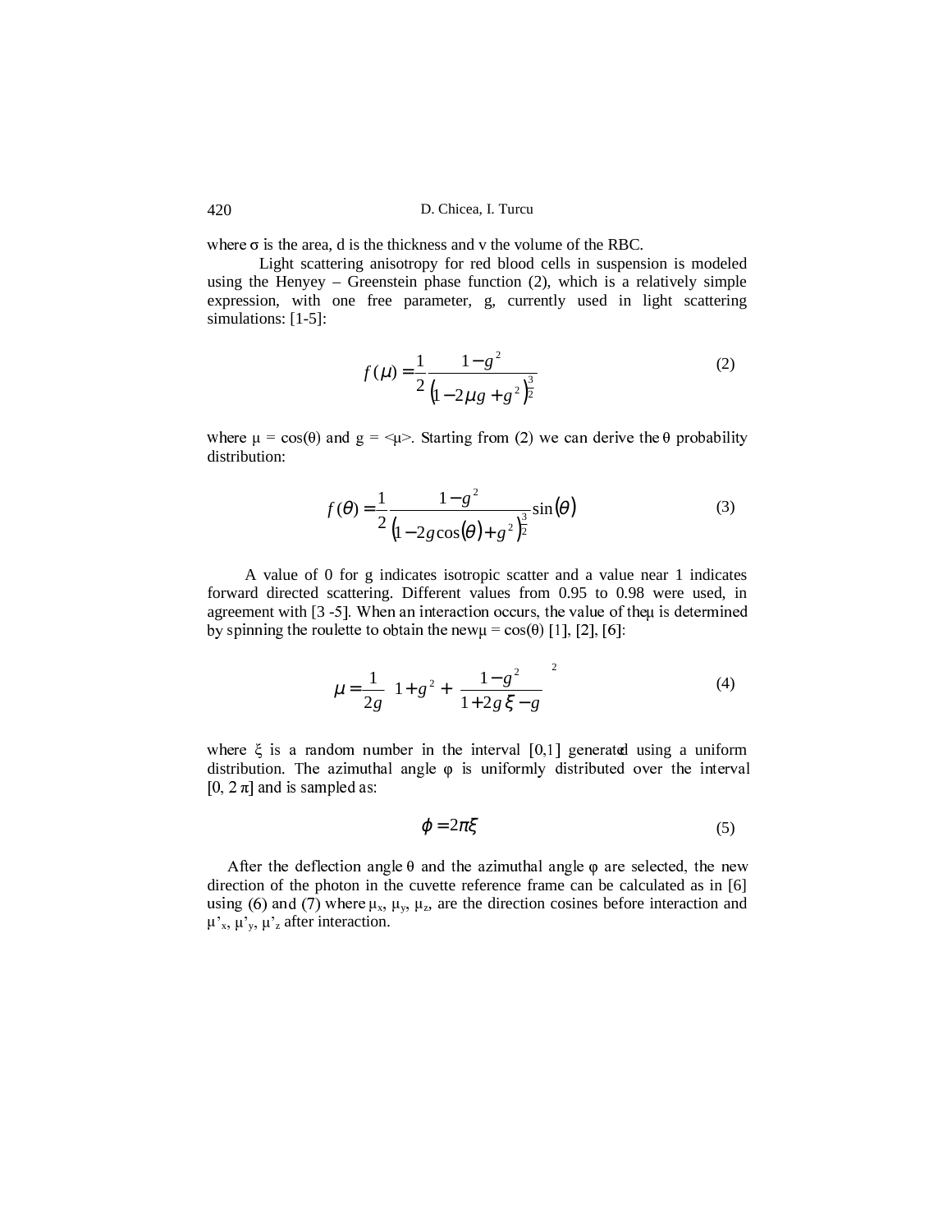where σ is the area, d is the thickness and v the volume of the RBC.

Light scattering anisotropy for red blood cells in suspension is modeled using the Henyey – Greenstein phase function (2), which is a relatively simple expression, with one free parameter, g, currently used in light scattering simulations: [1-5]:

$$f(\mu) = \frac{1}{2}\frac{1-g^2}{\left(1-2\mu g + g^2\right)^{\frac{3}{2}}} \tag{2}$$

where μ = cos(θ) and g = <μ>. Starting from (2) we can derive the θ probability distribution:

$$f(\theta) = \frac{1}{2}\frac{1-g^2}{\left(1-2g\cos(\theta)+g^2\right)^{\frac{3}{2}}}\sin(\theta) \tag{3}$$

A value of 0 for g indicates isotropic scatter and a value near 1 indicates forward directed scattering. Different values from 0.95 to 0.98 were used, in agreement with [3 -5]. When an interaction occurs, the value of the μ is determined by spinning the roulette to obtain the new μ = cos(θ) [1], [2], [6]:

$$\mu = \frac{1}{2g}\left[1+g^2 + \left(\frac{1-g^2}{1+2g\xi-g}\right)^2\right] \tag{4}$$

where ξ is a random number in the interval [0,1] generated using a uniform distribution. The azimuthal angle φ is uniformly distributed over the interval [0, 2 π] and is sampled as:

$$\varphi = 2\pi\xi \tag{5}$$

After the deflection angle θ and the azimuthal angle φ are selected, the new direction of the photon in the cuvette reference frame can be calculated as in [6] using (6) and (7) where $\mu_x$, $\mu_y$, $\mu_z$, are the direction cosines before interaction and $\mu'_x$, $\mu'_y$, $\mu'_z$ after interaction.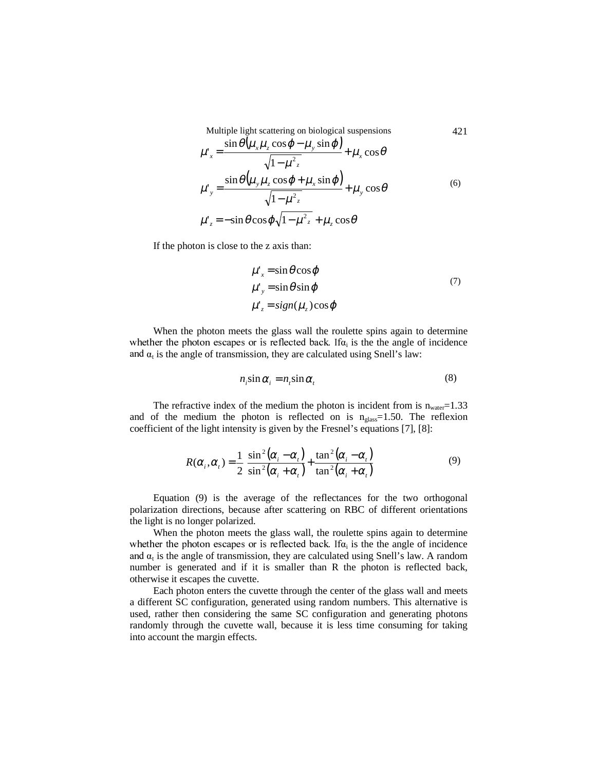$$\mu'_x = \frac{\sin\theta\left(\mu_x \mu_z \cos\varphi - \mu_y \sin\varphi\right)}{\sqrt{1-\mu^2_z}} + \mu_x \cos\theta$$

$$\mu'_y = \frac{\sin\theta\left(\mu_y \mu_z \cos\varphi + \mu_x \sin\varphi\right)}{\sqrt{1-\mu^2_z}} + \mu_y \cos\theta \tag{6}$$

$$\mu'_z = -\sin\theta \cos\varphi \sqrt{1-\mu^2_z} + \mu_z \cos\theta$$

If the photon is close to the z axis than:

$$\mu'_x = \sin\theta \cos\varphi$$

$$\mu'_y = \sin\theta \sin\varphi \tag{7}$$

$$\mu'_z = sign(\mu_z)\cos\varphi$$

When the photon meets the glass wall the roulette spins again to determine whether the photon escapes or is reflected back. If $\alpha_i$ is the the angle of incidence and $\alpha_t$ is the angle of transmission, they are calculated using Snell's law:

$$n_i \sin\alpha_i = n_t \sin\alpha_t \tag{8}$$

The refractive index of the medium the photon is incident from is $n_{water}$=1.33 and of the medium the photon is reflected on is $n_{glass}$=1.50. The reflexion coefficient of the light intensity is given by the Fresnel's equations [7], [8]:

$$R(\alpha_i, \alpha_t) = \frac{1}{2}\left(\frac{\sin^2(\alpha_i - \alpha_t)}{\sin^2(\alpha_i + \alpha_t)} + \frac{\tan^2(\alpha_i - \alpha_t)}{\tan^2(\alpha_i + \alpha_t)}\right) \tag{9}$$

Equation (9) is the average of the reflectances for the two orthogonal polarization directions, because after scattering on RBC of different orientations the light is no longer polarized.

When the photon meets the glass wall, the roulette spins again to determine whether the photon escapes or is reflected back. If $\alpha_i$ is the the angle of incidence and $\alpha_t$ is the angle of transmission, they are calculated using Snell's law. A random number is generated and if it is smaller than R the photon is reflected back, otherwise it escapes the cuvette.

Each photon enters the cuvette through the center of the glass wall and meets a different SC configuration, generated using random numbers. This alternative is used, rather then considering the same SC configuration and generating photons randomly through the cuvette wall, because it is less time consuming for taking into account the margin effects.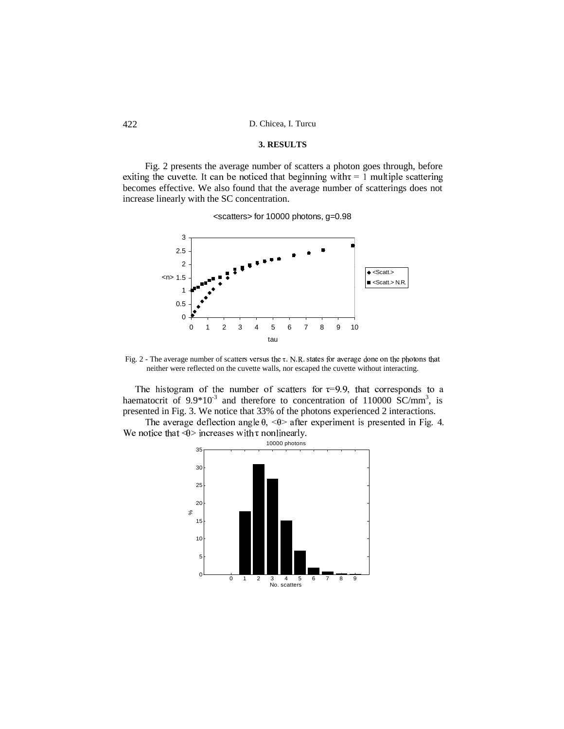### 3. RESULTS

Fig. 2 presents the average number of scatters a photon goes through, before exiting the cuvette. It can be noticed that beginning with $\tau = 1$ multiple scattering becomes effective. We also found that the average number of scatterings does not increase linearly with the SC concentration.

Fig. 2 - The average number of scatters versus the $\tau$. N.R. states for average done on the photons that neither were reflected on the cuvette walls, nor escaped the cuvette without interacting.

The histogram of the number of scatters for $\tau$=9.9, that corresponds to a haematocrit of $9.9*10^{-3}$ and therefore to concentration of 110000 SC/mm$^3$, is presented in Fig. 3. We notice that 33% of the photons experienced 2 interactions.

The average deflection angle $\theta$, $<\theta>$ after experiment is presented in Fig. 4. We notice that $<\theta>$ increases with $\tau$ nonlinearly.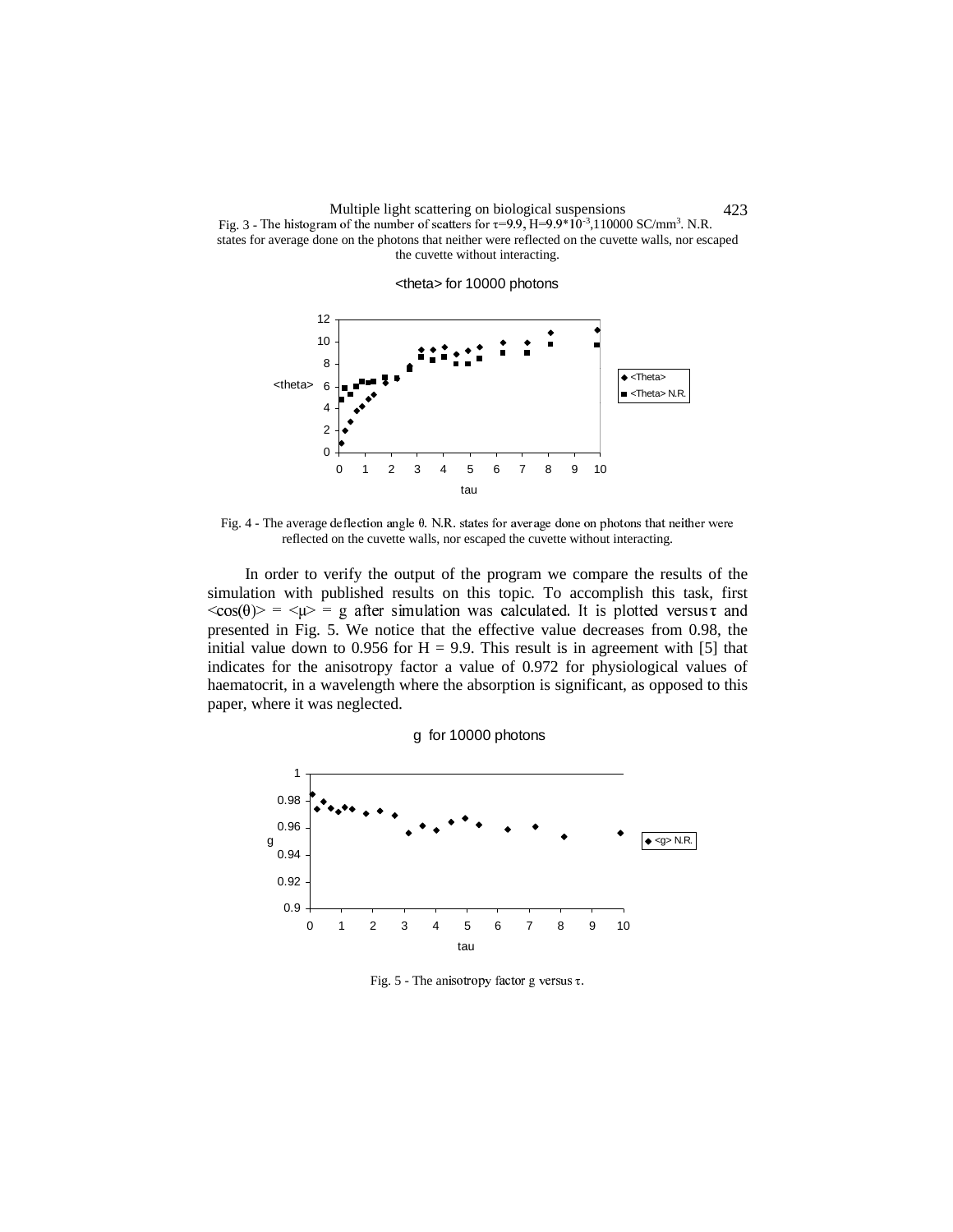Fig. 3 - The histogram of the number of scatters for $\tau$=9.9, H=9.9*10$^{-3}$,110000 SC/mm$^3$. N.R. states for average done on the photons that neither were reflected on the cuvette walls, nor escaped the cuvette without interacting.

Fig. 4 - The average deflection angle $\theta$. N.R. states for average done on photons that neither were reflected on the cuvette walls, nor escaped the cuvette without interacting.

In order to verify the output of the program we compare the results of the simulation with published results on this topic. To accomplish this task, first $\langle\cos(\theta)\rangle = \langle\mu\rangle = g$ after simulation was calculated. It is plotted versus $\tau$ and presented in Fig. 5. We notice that the effective value decreases from 0.98, the initial value down to 0.956 for H = 9.9. This result is in agreement with [5] that indicates for the anisotropy factor a value of 0.972 for physiological values of haematocrit, in a wavelength where the absorption is significant, as opposed to this paper, where it was neglected.

Fig. 5 - The anisotropy factor g versus $\tau$.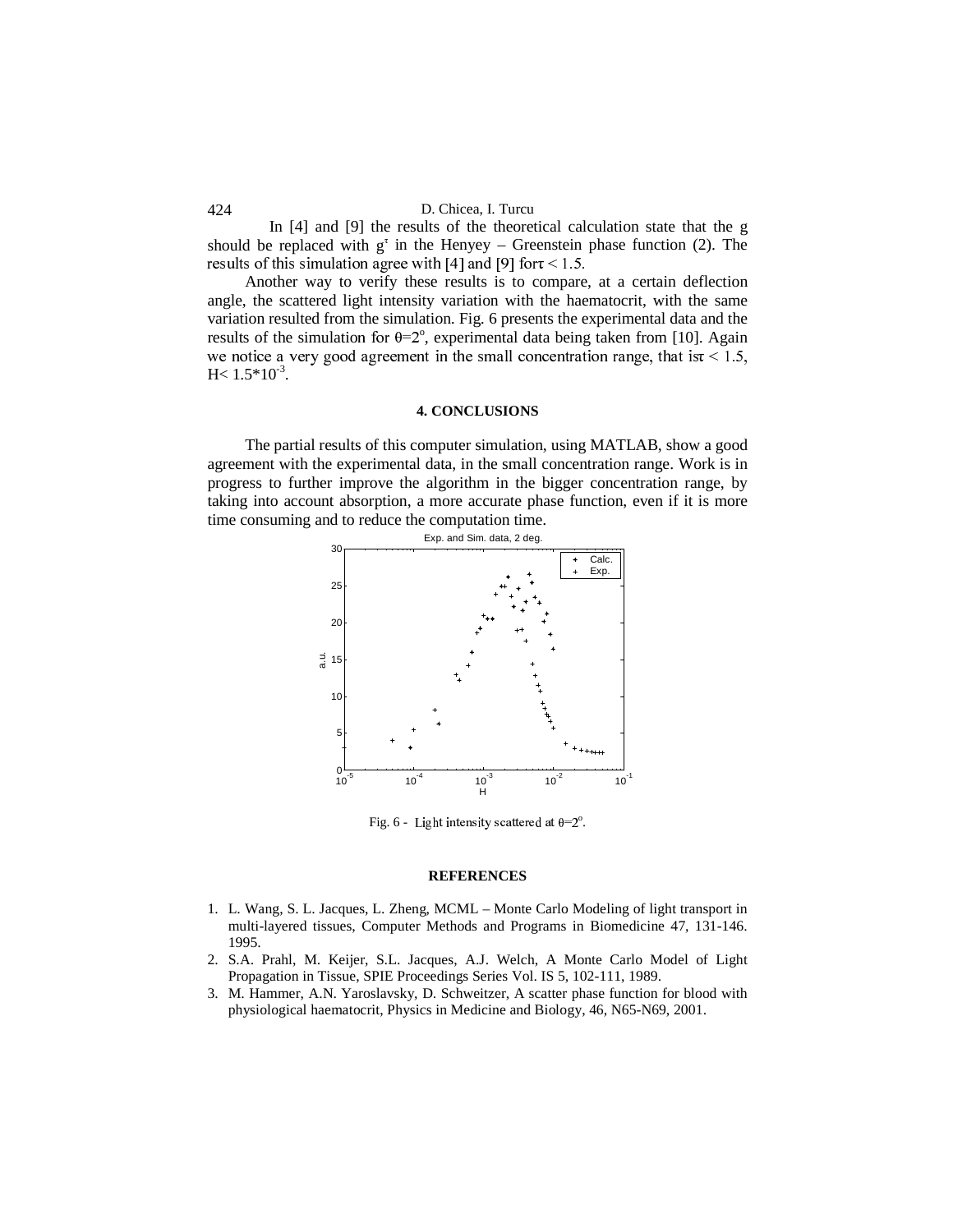In [4] and [9] the results of the theoretical calculation state that the g should be replaced with $g^{\tau}$ in the Henyey – Greenstein phase function (2). The results of this simulation agree with [4] and [9] for $\tau < 1.5$.

Another way to verify these results is to compare, at a certain deflection angle, the scattered light intensity variation with the haematocrit, with the same variation resulted from the simulation. Fig. 6 presents the experimental data and the results of the simulation for $\theta=2^{o}$, experimental data being taken from [10]. Again we notice a very good agreement in the small concentration range, that is $\tau < 1.5$, $H < 1.5 \cdot 10^{-3}$.

## 4. CONCLUSIONS

The partial results of this computer simulation, using MATLAB, show a good agreement with the experimental data, in the small concentration range. Work is in progress to further improve the algorithm in the bigger concentration range, by taking into account absorption, a more accurate phase function, even if it is more time consuming and to reduce the computation time.

Fig. 6 - Light intensity scattered at $\theta=2^{o}$.

## REFERENCES

1. L. Wang, S. L. Jacques, L. Zheng, MCML – Monte Carlo Modeling of light transport in multi-layered tissues, Computer Methods and Programs in Biomedicine 47, 131-146. 1995.
2. S.A. Prahl, M. Keijer, S.L. Jacques, A.J. Welch, A Monte Carlo Model of Light Propagation in Tissue, SPIE Proceedings Series Vol. IS 5, 102-111, 1989.
3. M. Hammer, A.N. Yaroslavsky, D. Schweitzer, A scatter phase function for blood with physiological haematocrit, Physics in Medicine and Biology, 46, N65-N69, 2001.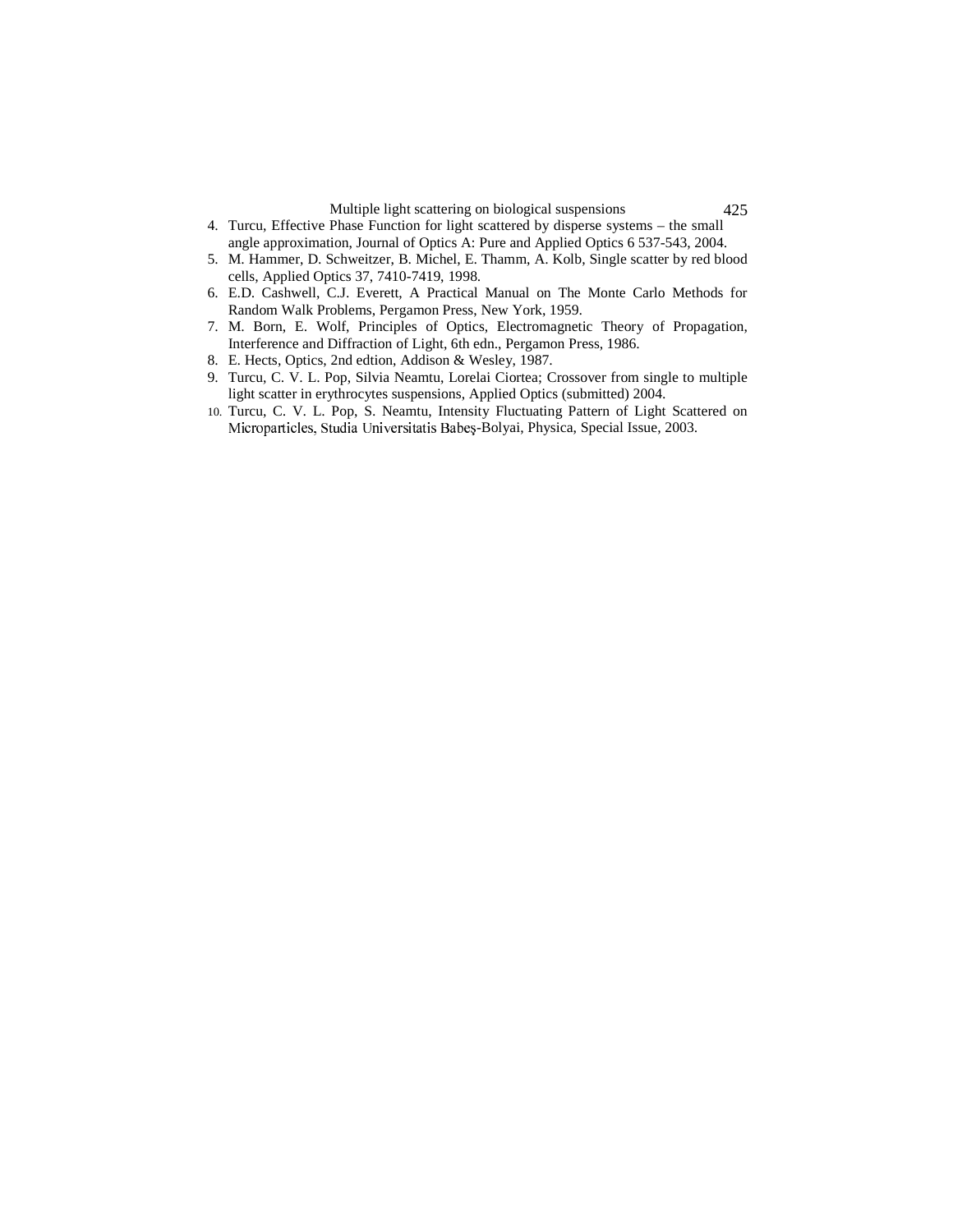4. Turcu, Effective Phase Function for light scattered by disperse systems – the small angle approximation, Journal of Optics A: Pure and Applied Optics 6 537-543, 2004.
5. M. Hammer, D. Schweitzer, B. Michel, E. Thamm, A. Kolb, Single scatter by red blood cells, Applied Optics 37, 7410-7419, 1998.
6. E.D. Cashwell, C.J. Everett, A Practical Manual on The Monte Carlo Methods for Random Walk Problems, Pergamon Press, New York, 1959.
7. M. Born, E. Wolf, Principles of Optics, Electromagnetic Theory of Propagation, Interference and Diffraction of Light, 6th edn., Pergamon Press, 1986.
8. E. Hects, Optics, 2nd edtion, Addison & Wesley, 1987.
9. Turcu, C. V. L. Pop, Silvia Neamtu, Lorelai Ciortea; Crossover from single to multiple light scatter in erythrocytes suspensions, Applied Optics (submitted) 2004.
10. Turcu, C. V. L. Pop, S. Neamtu, Intensity Fluctuating Pattern of Light Scattered on Microparticles, Studia Universitatis Babeş-Bolyai, Physica, Special Issue, 2003.